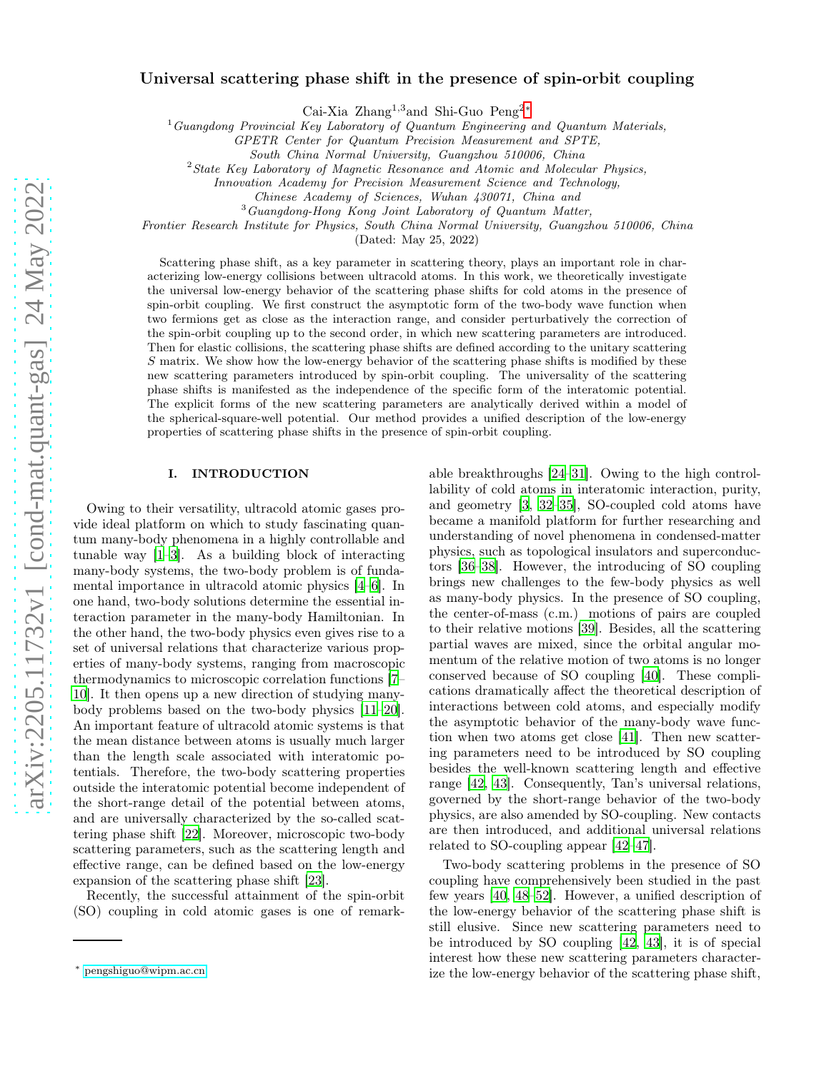# Universal scattering phase shift in the presence of spin-orbit coupling

Cai-Xia Zhang[1,3] and Shi-Guo Peng[2,*]

[1] *Guangdong Provincial Key Laboratory of Quantum Engineering and Quantum Materials, GPETR Center for Quantum Precision Measurement and SPTE, South China Normal University, Guangzhou 510006, China*

[2] *State Key Laboratory of Magnetic Resonance and Atomic and Molecular Physics, Innovation Academy for Precision Measurement Science and Technology, Chinese Academy of Sciences, Wuhan 430071, China and*

[3] *Guangdong-Hong Kong Joint Laboratory of Quantum Matter, Frontier Research Institute for Physics, South China Normal University, Guangzhou 510006, China*

(Dated: May 25, 2022)

Scattering phase shift, as a key parameter in scattering theory, plays an important role in characterizing low-energy collisions between ultracold atoms. In this work, we theoretically investigate the universal low-energy behavior of the scattering phase shifts for cold atoms in the presence of spin-orbit coupling. We first construct the asymptotic form of the two-body wave function when two fermions get as close as the interaction range, and consider perturbatively the correction of the spin-orbit coupling up to the second order, in which new scattering parameters are introduced. Then for elastic collisions, the scattering phase shifts are defined according to the unitary scattering $S$ matrix. We show how the low-energy behavior of the scattering phase shifts is modified by these new scattering parameters introduced by spin-orbit coupling. The universality of the scattering phase shifts is manifested as the independence of the specific form of the interatomic potential. The explicit forms of the new scattering parameters are analytically derived within a model of the spherical-square-well potential. Our method provides a unified description of the low-energy properties of scattering phase shifts in the presence of spin-orbit coupling.

## I. INTRODUCTION

Owing to their versatility, ultracold atomic gases provide ideal platform on which to study fascinating quantum many-body phenomena in a highly controllable and tunable way [1–3]. As a building block of interacting many-body systems, the two-body problem is of fundamental importance in ultracold atomic physics [4–6]. In one hand, two-body solutions determine the essential interaction parameter in the many-body Hamiltonian. In the other hand, the two-body physics even gives rise to a set of universal relations that characterize various properties of many-body systems, ranging from macroscopic thermodynamics to microscopic correlation functions [7–10]. It then opens up a new direction of studying many-body problems based on the two-body physics [11–20]. An important feature of ultracold atomic systems is that the mean distance between atoms is usually much larger than the length scale associated with interatomic potentials. Therefore, the two-body scattering properties outside the interatomic potential become independent of the short-range detail of the potential between atoms, and are universally characterized by the so-called scattering phase shift [22]. Moreover, microscopic two-body scattering parameters, such as the scattering length and effective range, can be defined based on the low-energy expansion of the scattering phase shift [23].

Recently, the successful attainment of the spin-orbit (SO) coupling in cold atomic gases is one of remarkable breakthroughs [24–31]. Owing to the high controllability of cold atoms in interatomic interaction, purity, and geometry [3, 32–35], SO-coupled cold atoms have became a manifold platform for further researching and understanding of novel phenomena in condensed-matter physics, such as topological insulators and superconductors [36–38]. However, the introducing of SO coupling brings new challenges to the few-body physics as well as many-body physics. In the presence of SO coupling, the center-of-mass (c.m.) motions of pairs are coupled to their relative motions [39]. Besides, all the scattering partial waves are mixed, since the orbital angular momentum of the relative motion of two atoms is no longer conserved because of SO coupling [40]. These complications dramatically affect the theoretical description of interactions between cold atoms, and especially modify the asymptotic behavior of the many-body wave function when two atoms get close [41]. Then new scattering parameters need to be introduced by SO coupling besides the well-known scattering length and effective range [42, 43]. Consequently, Tan's universal relations, governed by the short-range behavior of the two-body physics, are also amended by SO-coupling. New contacts are then introduced, and additional universal relations related to SO-coupling appear [42–47].

Two-body scattering problems in the presence of SO coupling have comprehensively been studied in the past few years [40, 48–52]. However, a unified description of the low-energy behavior of the scattering phase shift is still elusive. Since new scattering parameters need to be introduced by SO coupling [42, 43], it is of special interest how these new scattering parameters characterize the low-energy behavior of the scattering phase shift,

* pengshiguo@wipm.ac.cn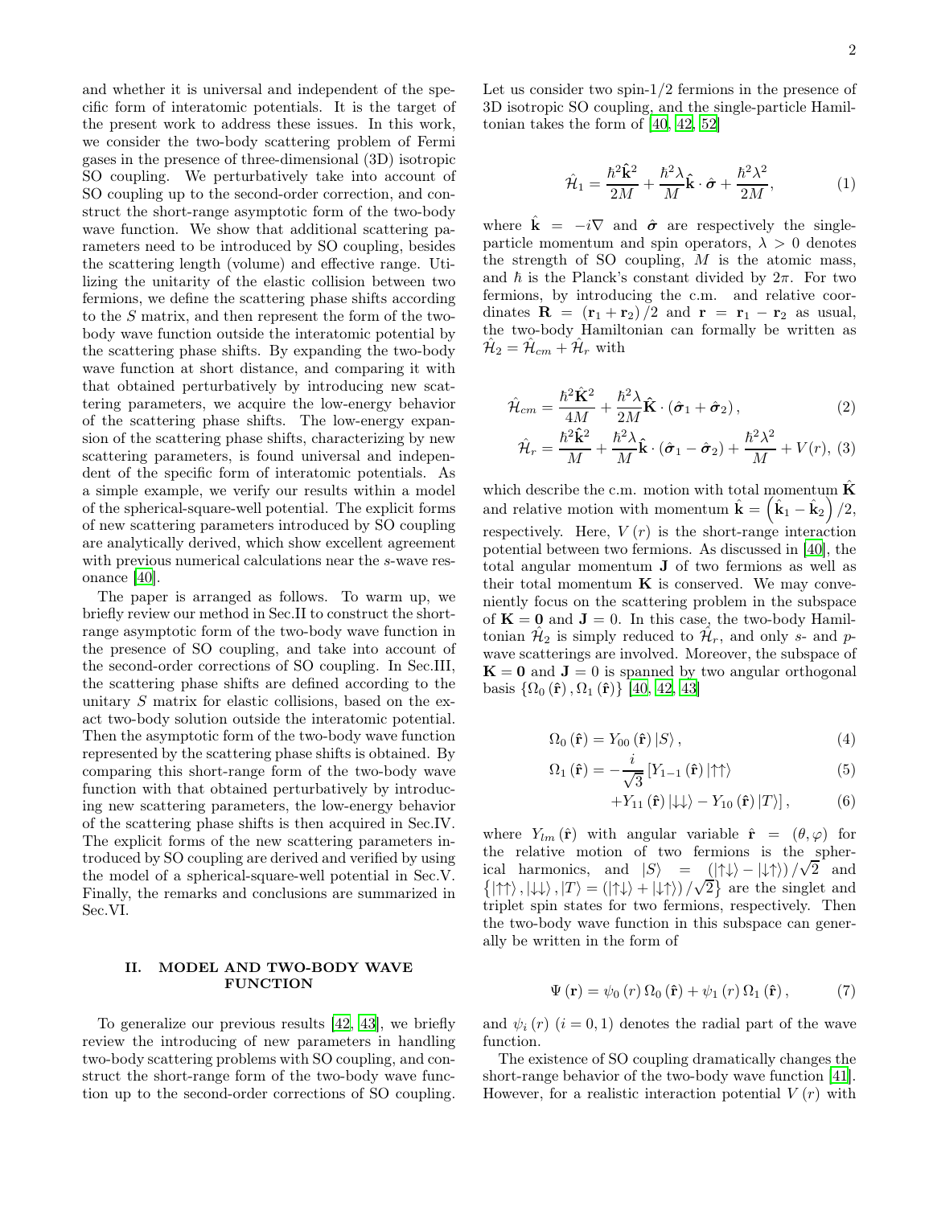and whether it is universal and independent of the specific form of interatomic potentials. It is the target of the present work to address these issues. In this work, we consider the two-body scattering problem of Fermi gases in the presence of three-dimensional (3D) isotropic SO coupling. We perturbatively take into account of SO coupling up to the second-order correction, and construct the short-range asymptotic form of the two-body wave function. We show that additional scattering parameters need to be introduced by SO coupling, besides the scattering length (volume) and effective range. Utilizing the unitarity of the elastic collision between two fermions, we define the scattering phase shifts according to the $S$ matrix, and then represent the form of the two-body wave function outside the interatomic potential by the scattering phase shifts. By expanding the two-body wave function at short distance, and comparing it with that obtained perturbatively by introducing new scattering parameters, we acquire the low-energy behavior of the scattering phase shifts. The low-energy expansion of the scattering phase shifts, characterizing by new scattering parameters, is found universal and independent of the specific form of interatomic potentials. As a simple example, we verify our results within a model of the spherical-square-well potential. The explicit forms of new scattering parameters introduced by SO coupling are analytically derived, which show excellent agreement with previous numerical calculations near the $s$-wave resonance [40].

The paper is arranged as follows. To warm up, we briefly review our method in Sec.II to construct the short-range asymptotic form of the two-body wave function in the presence of SO coupling, and take into account of the second-order corrections of SO coupling. In Sec.III, the scattering phase shifts are defined according to the unitary $S$ matrix for elastic collisions, based on the exact two-body solution outside the interatomic potential. Then the asymptotic form of the two-body wave function represented by the scattering phase shifts is obtained. By comparing this short-range form of the two-body wave function with that obtained perturbatively by introducing new scattering parameters, the low-energy behavior of the scattering phase shifts is then acquired in Sec.IV. The explicit forms of the new scattering parameters introduced by SO coupling are derived and verified by using the model of a spherical-square-well potential in Sec.V. Finally, the remarks and conclusions are summarized in Sec.VI.

## II. MODEL AND TWO-BODY WAVE FUNCTION

To generalize our previous results [42, 43], we briefly review the introducing of new parameters in handling two-body scattering problems with SO coupling, and construct the short-range form of the two-body wave function up to the second-order corrections of SO coupling. Let us consider two spin-1/2 fermions in the presence of 3D isotropic SO coupling, and the single-particle Hamiltonian takes the form of [40, 42, 52]

$$\hat{\mathcal{H}}_1 = \frac{\hbar^2 \hat{\mathbf{k}}^2}{2M} + \frac{\hbar^2 \lambda}{M} \hat{\mathbf{k}} \cdot \hat{\boldsymbol{\sigma}} + \frac{\hbar^2 \lambda^2}{2M}, \tag{1}$$

where $\hat{\mathbf{k}} = -i\nabla$ and $\hat{\boldsymbol{\sigma}}$ are respectively the single-particle momentum and spin operators, $\lambda > 0$ denotes the strength of SO coupling, $M$ is the atomic mass, and $\hbar$ is the Planck's constant divided by $2\pi$. For two fermions, by introducing the c.m. and relative coordinates $\mathbf{R} = (\mathbf{r}_1 + \mathbf{r}_2)/2$ and $\mathbf{r} = \mathbf{r}_1 - \mathbf{r}_2$ as usual, the two-body Hamiltonian can formally be written as $\hat{\mathcal{H}}_2 = \hat{\mathcal{H}}_{cm} + \hat{\mathcal{H}}_r$ with

$$\hat{\mathcal{H}}_{cm} = \frac{\hbar^2 \hat{\mathbf{K}}^2}{4M} + \frac{\hbar^2 \lambda}{2M} \hat{\mathbf{K}} \cdot (\hat{\boldsymbol{\sigma}}_1 + \hat{\boldsymbol{\sigma}}_2), \tag{2}$$

$$\hat{\mathcal{H}}_r = \frac{\hbar^2 \hat{\mathbf{k}}^2}{M} + \frac{\hbar^2 \lambda}{M} \hat{\mathbf{k}} \cdot (\hat{\boldsymbol{\sigma}}_1 - \hat{\boldsymbol{\sigma}}_2) + \frac{\hbar^2 \lambda^2}{M} + V(r), \tag{3}$$

which describe the c.m. motion with total momentum $\hat{\mathbf{K}}$ and relative motion with momentum $\hat{\mathbf{k}} = \left(\hat{\mathbf{k}}_1 - \hat{\mathbf{k}}_2\right)/2$, respectively. Here, $V(r)$ is the short-range interaction potential between two fermions. As discussed in [40], the total angular momentum $\mathbf{J}$ of two fermions as well as their total momentum $\mathbf{K}$ is conserved. We may conveniently focus on the scattering problem in the subspace of $\mathbf{K} = \mathbf{0}$ and $\mathbf{J} = 0$. In this case, the two-body Hamiltonian $\hat{\mathcal{H}}_2$ is simply reduced to $\hat{\mathcal{H}}_r$, and only $s$- and $p$-wave scatterings are involved. Moreover, the subspace of $\mathbf{K} = \mathbf{0}$ and $\mathbf{J} = 0$ is spanned by two angular orthogonal basis $\{\Omega_0(\hat{\mathbf{r}}), \Omega_1(\hat{\mathbf{r}})\}$ [40, 42, 43]

$$\Omega_0(\hat{\mathbf{r}}) = Y_{00}(\hat{\mathbf{r}}) |S\rangle, \tag{4}$$

$$\Omega_1(\hat{\mathbf{r}}) = -\frac{i}{\sqrt{3}} \left[ Y_{1-1}(\hat{\mathbf{r}}) |\uparrow\uparrow\rangle \right. \tag{5}$$

$$\left. + Y_{11}(\hat{\mathbf{r}}) |\downarrow\downarrow\rangle - Y_{10}(\hat{\mathbf{r}}) |T\rangle \right], \tag{6}$$

where $Y_{lm}(\hat{\mathbf{r}})$ with angular variable $\hat{\mathbf{r}} = (\theta, \varphi)$ for the relative motion of two fermions is the spherical harmonics, and $|S\rangle = (|\uparrow\downarrow\rangle - |\downarrow\uparrow\rangle)/\sqrt{2}$ and $\{|\uparrow\uparrow\rangle, |\downarrow\downarrow\rangle, |T\rangle = (|\uparrow\downarrow\rangle + |\downarrow\uparrow\rangle)/\sqrt{2}\}$ are the singlet and triplet spin states for two fermions, respectively. Then the two-body wave function in this subspace can generally be written in the form of

$$\Psi(\mathbf{r}) = \psi_0(r) \Omega_0(\hat{\mathbf{r}}) + \psi_1(r) \Omega_1(\hat{\mathbf{r}}), \tag{7}$$

and $\psi_i(r)$ $(i = 0, 1)$ denotes the radial part of the wave function.

The existence of SO coupling dramatically changes the short-range behavior of the two-body wave function [41]. However, for a realistic interaction potential $V(r)$ with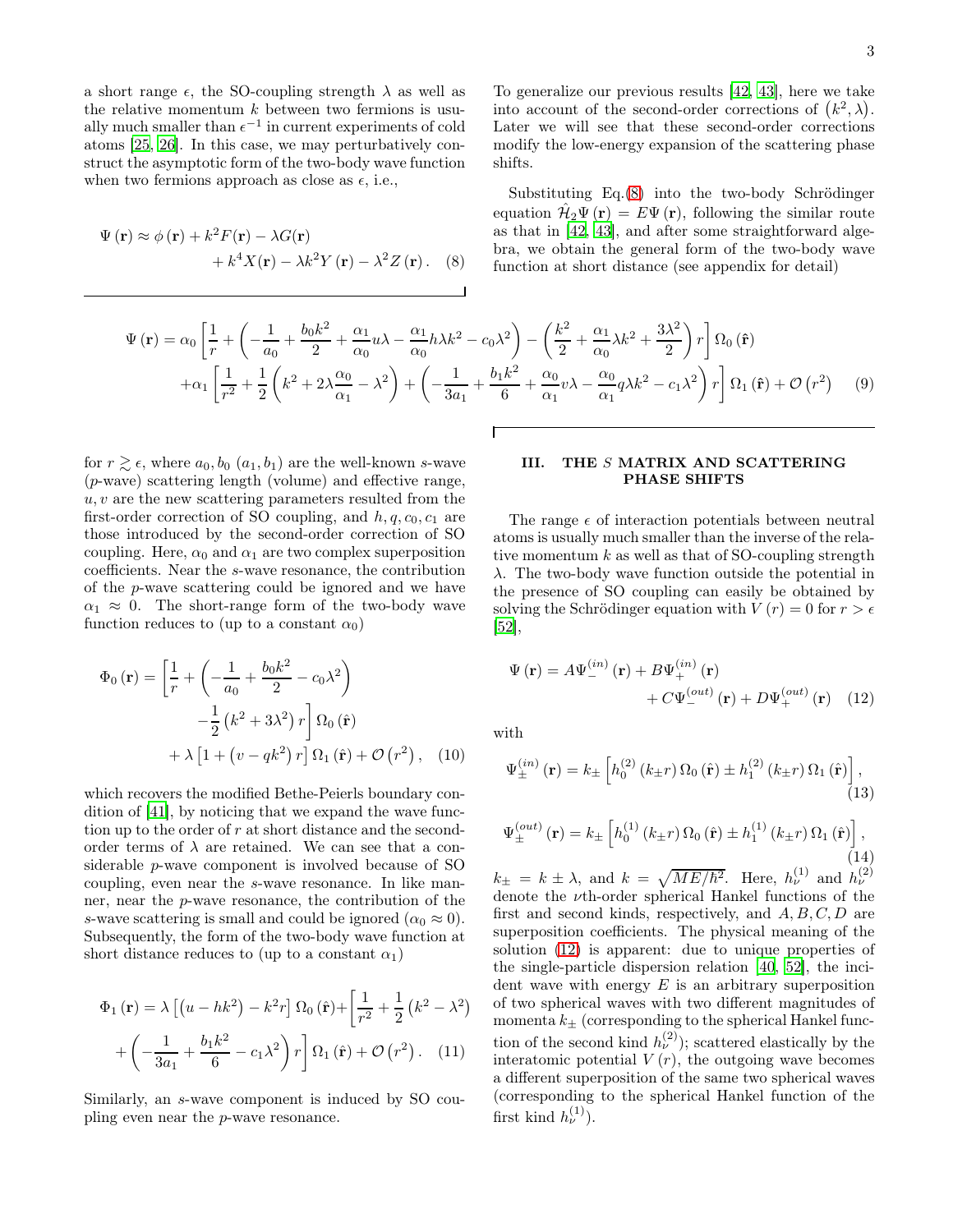a short range $\epsilon$, the SO-coupling strength $\lambda$ as well as the relative momentum $k$ between two fermions is usually much smaller than $\epsilon^{-1}$ in current experiments of cold atoms [25, 26]. In this case, we may perturbatively construct the asymptotic form of the two-body wave function when two fermions approach as close as $\epsilon$, i.e.,

$$\Psi(\mathbf{r}) \approx \phi(\mathbf{r}) + k^2 F(\mathbf{r}) - \lambda G(\mathbf{r}) + k^4 X(\mathbf{r}) - \lambda k^2 Y(\mathbf{r}) - \lambda^2 Z(\mathbf{r}). \quad (8)$$

To generalize our previous results [42, 43], here we take into account of the second-order corrections of $(k^2, \lambda)$. Later we will see that these second-order corrections modify the low-energy expansion of the scattering phase shifts.

Substituting Eq.(8) into the two-body Schrödinger equation $\hat{\mathcal{H}}_2\Psi(\mathbf{r}) = E\Psi(\mathbf{r})$, following the similar route as that in [42, 43], and after some straightforward algebra, we obtain the general form of the two-body wave function at short distance (see appendix for detail)

$$\begin{aligned}\Psi(\mathbf{r}) = {} & \alpha_0\left[\frac{1}{r} + \left(-\frac{1}{a_0} + \frac{b_0 k^2}{2} + \frac{\alpha_1}{\alpha_0}u\lambda - \frac{\alpha_1}{\alpha_0}h\lambda k^2 - c_0\lambda^2\right) - \left(\frac{k^2}{2} + \frac{\alpha_1}{\alpha_0}\lambda k^2 + \frac{3\lambda^2}{2}\right)r\right]\Omega_0(\hat{\mathbf{r}}) \\ & + \alpha_1\left[\frac{1}{r^2} + \frac{1}{2}\left(k^2 + 2\lambda\frac{\alpha_0}{\alpha_1} - \lambda^2\right) + \left(-\frac{1}{3a_1} + \frac{b_1 k^2}{6} + \frac{\alpha_0}{\alpha_1}v\lambda - \frac{\alpha_0}{\alpha_1}q\lambda k^2 - c_1\lambda^2\right)r\right]\Omega_1(\hat{\mathbf{r}}) + \mathcal{O}(r^2) \quad (9)\end{aligned}$$

for $r \gtrsim \epsilon$, where $a_0, b_0$ $(a_1, b_1)$ are the well-known $s$-wave ($p$-wave) scattering length (volume) and effective range, $u, v$ are the new scattering parameters resulted from the first-order correction of SO coupling, and $h, q, c_0, c_1$ are those introduced by the second-order correction of SO coupling. Here, $\alpha_0$ and $\alpha_1$ are two complex superposition coefficients. Near the $s$-wave resonance, the contribution of the $p$-wave scattering could be ignored and we have $\alpha_1 \approx 0$. The short-range form of the two-body wave function reduces to (up to a constant $\alpha_0$)

$$\begin{aligned}\Phi_0(\mathbf{r}) = {} & \left[\frac{1}{r} + \left(-\frac{1}{a_0} + \frac{b_0 k^2}{2} - c_0\lambda^2\right) - \frac{1}{2}\left(k^2 + 3\lambda^2\right)r\right]\Omega_0(\hat{\mathbf{r}}) \\ & + \lambda\left[1 + \left(v - qk^2\right)r\right]\Omega_1(\hat{\mathbf{r}}) + \mathcal{O}(r^2), \quad (10)\end{aligned}$$

which recovers the modified Bethe-Peierls boundary condition of [41], by noticing that we expand the wave function up to the order of $r$ at short distance and the second-order terms of $\lambda$ are retained. We can see that a considerable $p$-wave component is involved because of SO coupling, even near the $s$-wave resonance. In like manner, near the $p$-wave resonance, the contribution of the $s$-wave scattering is small and could be ignored ($\alpha_0 \approx 0$). Subsequently, the form of the two-body wave function at short distance reduces to (up to a constant $\alpha_1$)

$$\begin{aligned}\Phi_1(\mathbf{r}) = {} & \lambda\left[\left(u - hk^2\right) - k^2 r\right]\Omega_0(\hat{\mathbf{r}}) + \left[\frac{1}{r^2} + \frac{1}{2}\left(k^2 - \lambda^2\right)\right. \\ & \left. + \left(-\frac{1}{3a_1} + \frac{b_1 k^2}{6} - c_1\lambda^2\right)r\right]\Omega_1(\hat{\mathbf{r}}) + \mathcal{O}(r^2). \quad (11)\end{aligned}$$

Similarly, an $s$-wave component is induced by SO coupling even near the $p$-wave resonance.

## III. THE $S$ MATRIX AND SCATTERING PHASE SHIFTS

The range $\epsilon$ of interaction potentials between neutral atoms is usually much smaller than the inverse of the relative momentum $k$ as well as that of SO-coupling strength $\lambda$. The two-body wave function outside the potential in the presence of SO coupling can easily be obtained by solving the Schrödinger equation with $V(r) = 0$ for $r > \epsilon$ [52],

$$\Psi(\mathbf{r}) = A\Psi_-^{(in)}(\mathbf{r}) + B\Psi_+^{(in)}(\mathbf{r}) + C\Psi_-^{(out)}(\mathbf{r}) + D\Psi_+^{(out)}(\mathbf{r}) \quad (12)$$

with

$$\Psi_\pm^{(in)}(\mathbf{r}) = k_\pm\left[h_0^{(2)}(k_\pm r)\,\Omega_0(\hat{\mathbf{r}}) \pm h_1^{(2)}(k_\pm r)\,\Omega_1(\hat{\mathbf{r}})\right], \quad (13)$$

$$\Psi_\pm^{(out)}(\mathbf{r}) = k_\pm\left[h_0^{(1)}(k_\pm r)\,\Omega_0(\hat{\mathbf{r}}) \pm h_1^{(1)}(k_\pm r)\,\Omega_1(\hat{\mathbf{r}})\right], \quad (14)$$

$k_\pm = k \pm \lambda$, and $k = \sqrt{ME/\hbar^2}$. Here, $h_\nu^{(1)}$ and $h_\nu^{(2)}$ denote the $\nu$th-order spherical Hankel functions of the first and second kinds, respectively, and $A, B, C, D$ are superposition coefficients. The physical meaning of the solution (12) is apparent: due to unique properties of the single-particle dispersion relation [40, 52], the incident wave with energy $E$ is an arbitrary superposition of two spherical waves with two different magnitudes of momenta $k_\pm$ (corresponding to the spherical Hankel function of the second kind $h_\nu^{(2)}$); scattered elastically by the interatomic potential $V(r)$, the outgoing wave becomes a different superposition of the same two spherical waves (corresponding to the spherical Hankel function of the first kind $h_\nu^{(1)}$).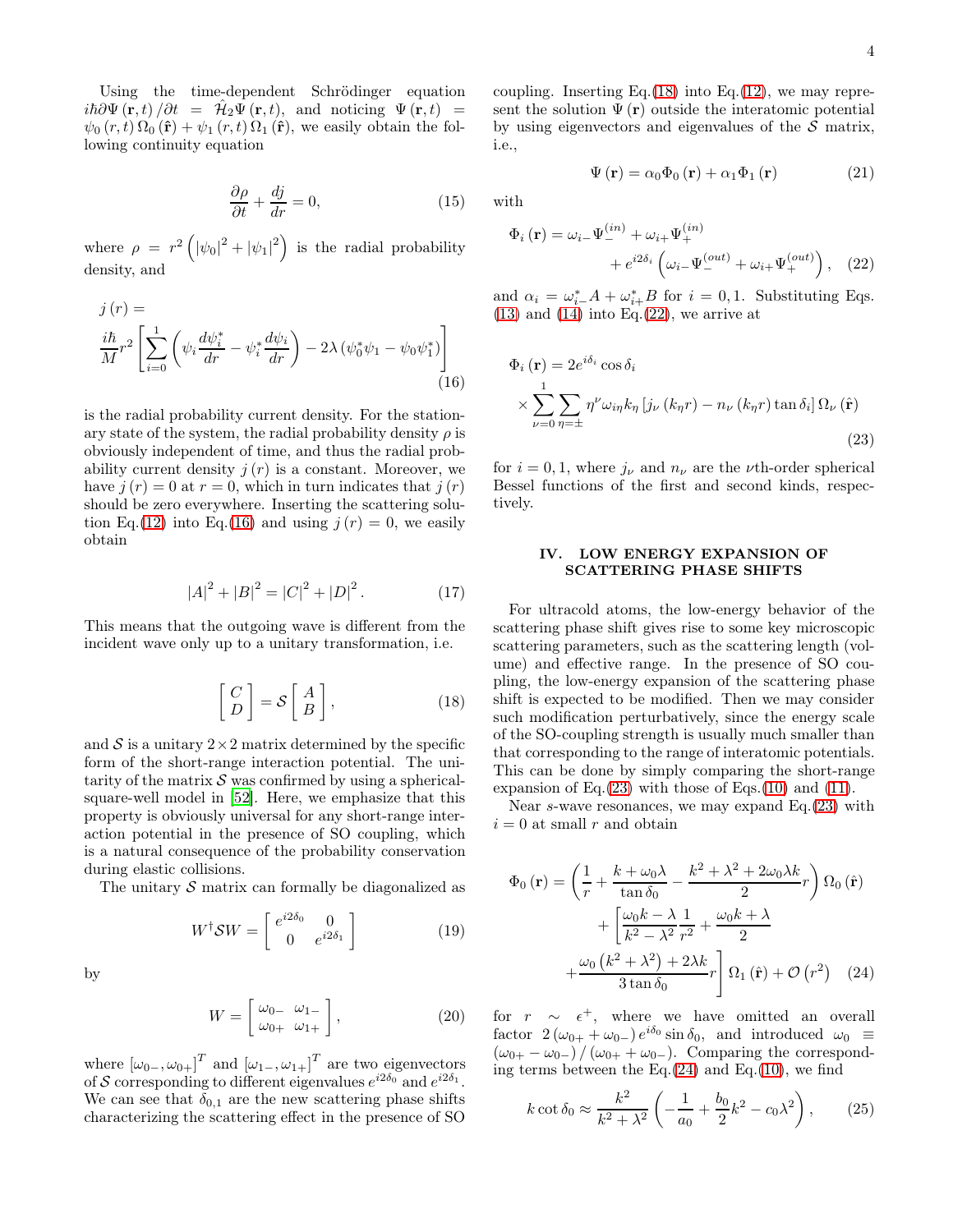Using the time-dependent Schrödinger equation $i\hbar\partial\Psi(\mathbf{r},t)/\partial t = \hat{\mathcal{H}}_2\Psi(\mathbf{r},t)$, and noticing $\Psi(\mathbf{r},t) = \psi_0(r,t)\Omega_0(\hat{\mathbf{r}}) + \psi_1(r,t)\Omega_1(\hat{\mathbf{r}})$, we easily obtain the following continuity equation

$$\frac{\partial\rho}{\partial t} + \frac{dj}{dr} = 0, \tag{15}$$

where $\rho = r^2\left(|\psi_0|^2 + |\psi_1|^2\right)$ is the radial probability density, and

$$j(r) = \frac{i\hbar}{M}r^2\left[\sum_{i=0}^{1}\left(\psi_i\frac{d\psi_i^*}{dr} - \psi_i^*\frac{d\psi_i}{dr}\right) - 2\lambda\left(\psi_0^*\psi_1 - \psi_0\psi_1^*\right)\right] \tag{16}$$

is the radial probability current density. For the stationary state of the system, the radial probability density $\rho$ is obviously independent of time, and thus the radial probability current density $j(r)$ is a constant. Moreover, we have $j(r) = 0$ at $r = 0$, which in turn indicates that $j(r)$ should be zero everywhere. Inserting the scattering solution Eq.(12) into Eq.(16) and using $j(r) = 0$, we easily obtain

$$|A|^2 + |B|^2 = |C|^2 + |D|^2. \tag{17}$$

This means that the outgoing wave is different from the incident wave only up to a unitary transformation, i.e.

$$\begin{bmatrix} C \\ D \end{bmatrix} = \mathcal{S}\begin{bmatrix} A \\ B \end{bmatrix}, \tag{18}$$

and $\mathcal{S}$ is a unitary $2\times 2$ matrix determined by the specific form of the short-range interaction potential. The unitarity of the matrix $\mathcal{S}$ was confirmed by using a spherical-square-well model in [52]. Here, we emphasize that this property is obviously universal for any short-range interaction potential in the presence of SO coupling, which is a natural consequence of the probability conservation during elastic collisions.

The unitary $\mathcal{S}$ matrix can formally be diagonalized as

$$W^\dagger\mathcal{S}W = \begin{bmatrix} e^{i2\delta_0} & 0 \\ 0 & e^{i2\delta_1} \end{bmatrix} \tag{19}$$

by

$$W = \begin{bmatrix} \omega_{0-} & \omega_{1-} \\ \omega_{0+} & \omega_{1+} \end{bmatrix}, \tag{20}$$

where $[\omega_{0-}, \omega_{0+}]^T$ and $[\omega_{1-}, \omega_{1+}]^T$ are two eigenvectors of $\mathcal{S}$ corresponding to different eigenvalues $e^{i2\delta_0}$ and $e^{i2\delta_1}$. We can see that $\delta_{0,1}$ are the new scattering phase shifts characterizing the scattering effect in the presence of SO coupling. Inserting Eq.(18) into Eq.(12), we may represent the solution $\Psi(\mathbf{r})$ outside the interatomic potential by using eigenvectors and eigenvalues of the $\mathcal{S}$ matrix, i.e.,

$$\Psi(\mathbf{r}) = \alpha_0\Phi_0(\mathbf{r}) + \alpha_1\Phi_1(\mathbf{r}) \tag{21}$$

with

$$\Phi_i(\mathbf{r}) = \omega_{i-}\Psi_-^{(in)} + \omega_{i+}\Psi_+^{(in)} + e^{i2\delta_i}\left(\omega_{i-}\Psi_-^{(out)} + \omega_{i+}\Psi_+^{(out)}\right), \tag{22}$$

and $\alpha_i = \omega_{i-}^*A + \omega_{i+}^*B$ for $i = 0, 1$. Substituting Eqs.(13) and (14) into Eq.(22), we arrive at

$$\Phi_i(\mathbf{r}) = 2e^{i\delta_i}\cos\delta_i \times \sum_{\nu=0}^{1}\sum_{\eta=\pm}\eta^\nu\omega_{i\eta}k_\eta\left[j_\nu(k_\eta r) - n_\nu(k_\eta r)\tan\delta_i\right]\Omega_\nu(\hat{\mathbf{r}}) \tag{23}$$

for $i = 0, 1$, where $j_\nu$ and $n_\nu$ are the $\nu$th-order spherical Bessel functions of the first and second kinds, respectively.

## IV. LOW ENERGY EXPANSION OF SCATTERING PHASE SHIFTS

For ultracold atoms, the low-energy behavior of the scattering phase shift gives rise to some key microscopic scattering parameters, such as the scattering length (volume) and effective range. In the presence of SO coupling, the low-energy expansion of the scattering phase shift is expected to be modified. Then we may consider such modification perturbatively, since the energy scale of the SO-coupling strength is usually much smaller than that corresponding to the range of interatomic potentials. This can be done by simply comparing the short-range expansion of Eq.(23) with those of Eqs.(10) and (11).

Near $s$-wave resonances, we may expand Eq.(23) with $i = 0$ at small $r$ and obtain

$$\begin{aligned}\Phi_0(\mathbf{r}) = &\left(\frac{1}{r} + \frac{k + \omega_0\lambda}{\tan\delta_0} - \frac{k^2 + \lambda^2 + 2\omega_0\lambda k}{2}r\right)\Omega_0(\hat{\mathbf{r}}) \\ &+ \left[\frac{\omega_0 k - \lambda}{k^2 - \lambda^2}\frac{1}{r^2} + \frac{\omega_0 k + \lambda}{2} + \frac{\omega_0\left(k^2 + \lambda^2\right) + 2\lambda k}{3\tan\delta_0}r\right]\Omega_1(\hat{\mathbf{r}}) + \mathcal{O}\left(r^2\right)\end{aligned} \tag{24}$$

for $r \sim \epsilon^+$, where we have omitted an overall factor $2(\omega_{0+} + \omega_{0-})e^{i\delta_0}\sin\delta_0$, and introduced $\omega_0 \equiv (\omega_{0+} - \omega_{0-})/(\omega_{0+} + \omega_{0-})$. Comparing the corresponding terms between the Eq.(24) and Eq.(10), we find

$$k\cot\delta_0 \approx \frac{k^2}{k^2 + \lambda^2}\left(-\frac{1}{a_0} + \frac{b_0}{2}k^2 - c_0\lambda^2\right), \tag{25}$$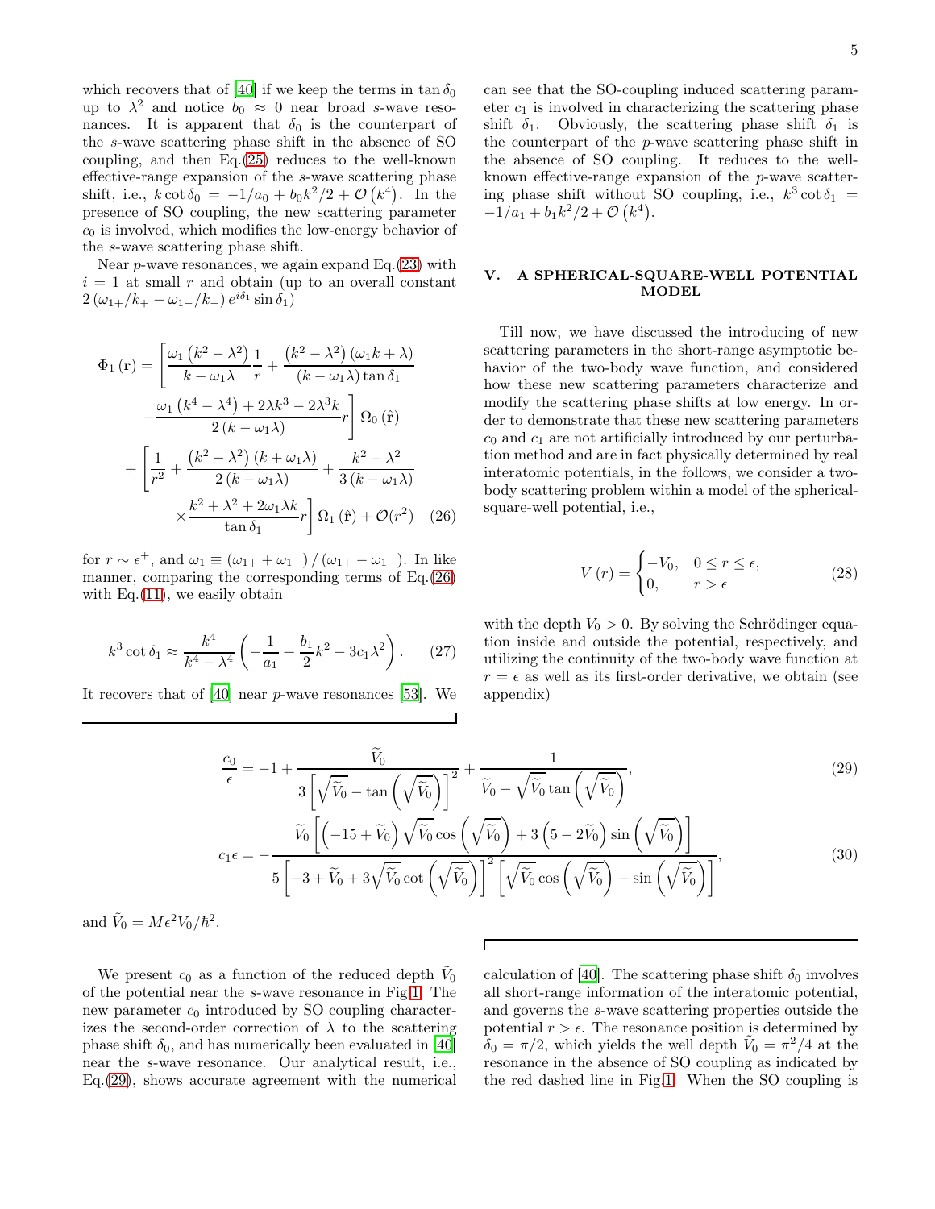which recovers that of [40] if we keep the terms in $\tan\delta_0$ up to $\lambda^2$ and notice $b_0 \approx 0$ near broad $s$-wave resonances. It is apparent that $\delta_0$ is the counterpart of the $s$-wave scattering phase shift in the absence of SO coupling, and then Eq.(25) reduces to the well-known effective-range expansion of the $s$-wave scattering phase shift, i.e., $k\cot\delta_0 = -1/a_0 + b_0 k^2/2 + \mathcal{O}\left(k^4\right)$. In the presence of SO coupling, the new scattering parameter $c_0$ is involved, which modifies the low-energy behavior of the $s$-wave scattering phase shift.

Near $p$-wave resonances, we again expand Eq.(23) with $i=1$ at small $r$ and obtain (up to an overall constant $2\left(\omega_{1+}/k_+ - \omega_{1-}/k_-\right)e^{i\delta_1}\sin\delta_1$)

$$
\begin{aligned}
\Phi_1(\mathbf{r}) =& \left[\frac{\omega_1\left(k^2-\lambda^2\right)}{k-\omega_1\lambda}\frac{1}{r} + \frac{\left(k^2-\lambda^2\right)\left(\omega_1 k+\lambda\right)}{\left(k-\omega_1\lambda\right)\tan\delta_1}\right. \\
&\left.-\frac{\omega_1\left(k^4-\lambda^4\right)+2\lambda k^3-2\lambda^3 k}{2\left(k-\omega_1\lambda\right)}r\right]\Omega_0(\hat{\mathbf{r}}) \\
&+\left[\frac{1}{r^2}+\frac{\left(k^2-\lambda^2\right)\left(k+\omega_1\lambda\right)}{2\left(k-\omega_1\lambda\right)}+\frac{k^2-\lambda^2}{3\left(k-\omega_1\lambda\right)}\right. \\
&\left.\times\frac{k^2+\lambda^2+2\omega_1\lambda k}{\tan\delta_1}r\right]\Omega_1(\hat{\mathbf{r}})+\mathcal{O}(r^2) \qquad (26)
\end{aligned}
$$

for $r \sim \epsilon^+$, and $\omega_1 \equiv \left(\omega_{1+}+\omega_{1-}\right)/\left(\omega_{1+}-\omega_{1-}\right)$. In like manner, comparing the corresponding terms of Eq.(26) with Eq.(11), we easily obtain

$$
k^3\cot\delta_1 \approx \frac{k^4}{k^4-\lambda^4}\left(-\frac{1}{a_1}+\frac{b_1}{2}k^2-3c_1\lambda^2\right). \qquad (27)
$$

It recovers that of [40] near $p$-wave resonances [53]. We can see that the SO-coupling induced scattering parameter $c_1$ is involved in characterizing the scattering phase shift $\delta_1$. Obviously, the scattering phase shift $\delta_1$ is the counterpart of the $p$-wave scattering phase shift in the absence of SO coupling. It reduces to the well-known effective-range expansion of the $p$-wave scattering phase shift without SO coupling, i.e., $k^3\cot\delta_1 = -1/a_1 + b_1 k^2/2 + \mathcal{O}\left(k^4\right)$.

## V. A SPHERICAL-SQUARE-WELL POTENTIAL MODEL

Till now, we have discussed the introducing of new scattering parameters in the short-range asymptotic behavior of the two-body wave function, and considered how these new scattering parameters characterize and modify the scattering phase shifts at low energy. In order to demonstrate that these new scattering parameters $c_0$ and $c_1$ are not artificially introduced by our perturbation method and are in fact physically determined by real interatomic potentials, in the follows, we consider a two-body scattering problem within a model of the spherical-square-well potential, i.e.,

$$
V(r) = \begin{cases} -V_0, & 0 \le r \le \epsilon, \\ 0, & r > \epsilon \end{cases} \qquad (28)
$$

with the depth $V_0 > 0$. By solving the Schrödinger equation inside and outside the potential, respectively, and utilizing the continuity of the two-body wave function at $r=\epsilon$ as well as its first-order derivative, we obtain (see appendix)

$$
\frac{c_0}{\epsilon} = -1 + \frac{\widetilde{V}_0}{3\left[\sqrt{\widetilde{V}_0}-\tan\left(\sqrt{\widetilde{V}_0}\right)\right]^2} + \frac{1}{\widetilde{V}_0 - \sqrt{\widetilde{V}_0}\tan\left(\sqrt{\widetilde{V}_0}\right)}, \qquad (29)
$$

$$
c_1\epsilon = -\frac{\widetilde{V}_0\left[\left(-15+\widetilde{V}_0\right)\sqrt{\widetilde{V}_0}\cos\left(\sqrt{\widetilde{V}_0}\right)+3\left(5-2\widetilde{V}_0\right)\sin\left(\sqrt{\widetilde{V}_0}\right)\right]}{5\left[-3+\widetilde{V}_0+3\sqrt{\widetilde{V}_0}\cot\left(\sqrt{\widetilde{V}_0}\right)\right]^2\left[\sqrt{\widetilde{V}_0}\cos\left(\sqrt{\widetilde{V}_0}\right)-\sin\left(\sqrt{\widetilde{V}_0}\right)\right]}, \qquad (30)
$$

and $\tilde{V}_0 = M\epsilon^2 V_0/\hbar^2$.

We present $c_0$ as a function of the reduced depth $\tilde{V}_0$ of the potential near the $s$-wave resonance in Fig.1. The new parameter $c_0$ introduced by SO coupling characterizes the second-order correction of $\lambda$ to the scattering phase shift $\delta_0$, and has numerically been evaluated in [40] near the $s$-wave resonance. Our analytical result, i.e., Eq.(29), shows accurate agreement with the numerical calculation of [40]. The scattering phase shift $\delta_0$ involves all short-range information of the interatomic potential, and governs the $s$-wave scattering properties outside the potential $r > \epsilon$. The resonance position is determined by $\delta_0 = \pi/2$, which yields the well depth $\tilde{V}_0 = \pi^2/4$ at the resonance in the absence of SO coupling as indicated by the red dashed line in Fig.1. When the SO coupling is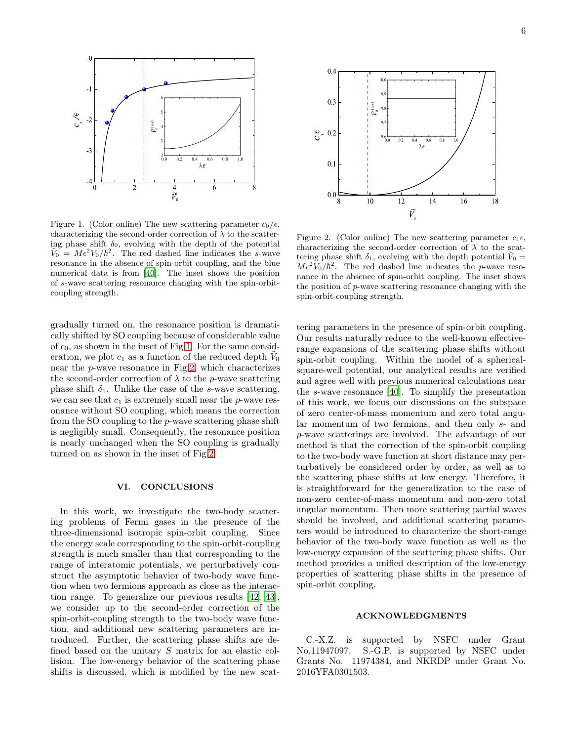Figure 1. (Color online) The new scattering parameter $c_0/\epsilon$, characterizing the second-order correction of $\lambda$ to the scattering phase shift $\delta_0$, evolving with the depth of the potential $\tilde{V}_0 = M\epsilon^2 V_0/\hbar^2$. The red dashed line indicates the $s$-wave resonance in the absence of spin-orbit coupling, and the blue numerical data is from [40]. The inset shows the position of $s$-wave scattering resonance changing with the spin-orbit-coupling strength.

Figure 2. (Color online) The new scattering parameter $c_1\epsilon$, characterizing the second-order correction of $\lambda$ to the scattering phase shift $\delta_1$, evolving with the depth potential $\tilde{V}_0 = M\epsilon^2 V_0/\hbar^2$. The red dashed line indicates the $p$-wave resonance in the absence of spin-orbit coupling. The inset shows the position of $p$-wave scattering resonance changing with the spin-orbit-coupling strength.

gradually turned on, the resonance position is dramatically shifted by SO coupling because of considerable value of $c_0$, as shown in the inset of Fig.1. For the same consideration, we plot $c_1$ as a function of the reduced depth $\tilde{V}_0$ near the $p$-wave resonance in Fig.2, which characterizes the second-order correction of $\lambda$ to the $p$-wave scattering phase shift $\delta_1$. Unlike the case of the $s$-wave scattering, we can see that $c_1$ is extremely small near the $p$-wave resonance without SO coupling, which means the correction from the SO coupling to the $p$-wave scattering phase shift is negligibly small. Consequently, the resonance position is nearly unchanged when the SO coupling is gradually turned on as shown in the inset of Fig.2.

## VI. CONCLUSIONS

In this work, we investigate the two-body scattering problems of Fermi gases in the presence of the three-dimensional isotropic spin-orbit coupling. Since the energy scale corresponding to the spin-orbit-coupling strength is much smaller than that corresponding to the range of interatomic potentials, we perturbatively construct the asymptotic behavior of two-body wave function when two fermions approach as close as the interaction range. To generalize our previous results [42, 43], we consider up to the second-order correction of the spin-orbit-coupling strength to the two-body wave function, and additional new scattering parameters are introduced. Further, the scattering phase shifts are defined based on the unitary $S$ matrix for an elastic collision. The low-energy behavior of the scattering phase shifts is discussed, which is modified by the new scattering parameters in the presence of spin-orbit coupling. Our results naturally reduce to the well-known effective-range expansions of the scattering phase shifts without spin-orbit coupling. Within the model of a spherical-square-well potential, our analytical results are verified and agree well with previous numerical calculations near the $s$-wave resonance [40]. To simplify the presentation of this work, we focus our discussions on the subspace of zero center-of-mass momentum and zero total angular momentum of two fermions, and then only $s$- and $p$-wave scatterings are involved. The advantage of our method is that the correction of the spin-orbit coupling to the two-body wave function at short distance may perturbatively be considered order by order, as well as to the scattering phase shifts at low energy. Therefore, it is straightforward for the generalization to the case of non-zero center-of-mass momentum and non-zero total angular momentum. Then more scattering partial waves should be involved, and additional scattering parameters would be introduced to characterize the short-range behavior of the two-body wave function as well as the low-energy expansion of the scattering phase shifts. Our method provides a unified description of the low-energy properties of scattering phase shifts in the presence of spin-orbit coupling.

## ACKNOWLEDGMENTS

C.-X.Z. is supported by NSFC under Grant No.11947097. S.-G.P. is supported by NSFC under Grants No. 11974384, and NKRDP under Grant No. 2016YFA0301503.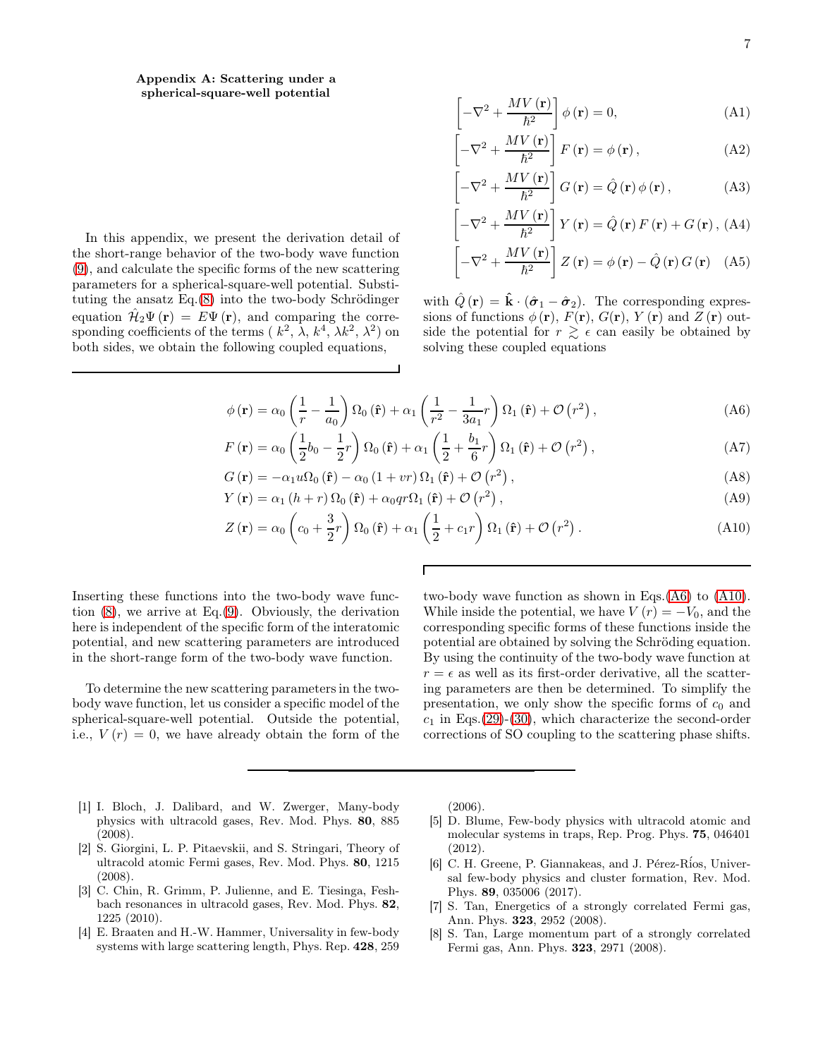### Appendix A: Scattering under a spherical-square-well potential

In this appendix, we present the derivation detail of the short-range behavior of the two-body wave function (9), and calculate the specific forms of the new scattering parameters for a spherical-square-well potential. Substituting the ansatz Eq.(8) into the two-body Schrödinger equation $\hat{\mathcal{H}}_2\Psi(\mathbf{r}) = E\Psi(\mathbf{r})$, and comparing the corresponding coefficients of the terms ( $k^2$, $\lambda$, $k^4$, $\lambda k^2$, $\lambda^2$) on both sides, we obtain the following coupled equations,

$$\left[-\nabla^2 + \frac{MV(\mathbf{r})}{\hbar^2}\right]\phi(\mathbf{r}) = 0, \tag{A1}$$

$$\left[-\nabla^2 + \frac{MV(\mathbf{r})}{\hbar^2}\right]F(\mathbf{r}) = \phi(\mathbf{r}), \tag{A2}$$

$$\left[-\nabla^2 + \frac{MV(\mathbf{r})}{\hbar^2}\right]G(\mathbf{r}) = \hat{Q}(\mathbf{r})\phi(\mathbf{r}), \tag{A3}$$

$$\left[-\nabla^2 + \frac{MV(\mathbf{r})}{\hbar^2}\right]Y(\mathbf{r}) = \hat{Q}(\mathbf{r})F(\mathbf{r}) + G(\mathbf{r}), \tag{A4}$$

$$\left[-\nabla^2 + \frac{MV(\mathbf{r})}{\hbar^2}\right]Z(\mathbf{r}) = \phi(\mathbf{r}) - \hat{Q}(\mathbf{r})G(\mathbf{r}) \tag{A5}$$

with $\hat{Q}(\mathbf{r}) = \hat{\mathbf{k}}\cdot(\hat{\boldsymbol{\sigma}}_1 - \hat{\boldsymbol{\sigma}}_2)$. The corresponding expressions of functions $\phi(\mathbf{r})$, $F(\mathbf{r})$, $G(\mathbf{r})$, $Y(\mathbf{r})$ and $Z(\mathbf{r})$ outside the potential for $r \gtrsim \epsilon$ can easily be obtained by solving these coupled equations

$$\phi(\mathbf{r}) = \alpha_0\left(\frac{1}{r} - \frac{1}{a_0}\right)\Omega_0(\hat{\mathbf{r}}) + \alpha_1\left(\frac{1}{r^2} - \frac{1}{3a_1}r\right)\Omega_1(\hat{\mathbf{r}}) + \mathcal{O}\left(r^2\right), \tag{A6}$$

$$F(\mathbf{r}) = \alpha_0\left(\frac{1}{2}b_0 - \frac{1}{2}r\right)\Omega_0(\hat{\mathbf{r}}) + \alpha_1\left(\frac{1}{2} + \frac{b_1}{6}r\right)\Omega_1(\hat{\mathbf{r}}) + \mathcal{O}\left(r^2\right), \tag{A7}$$

$$G(\mathbf{r}) = -\alpha_1 u\Omega_0(\hat{\mathbf{r}}) - \alpha_0(1 + vr)\Omega_1(\hat{\mathbf{r}}) + \mathcal{O}\left(r^2\right), \tag{A8}$$

$$Y(\mathbf{r}) = \alpha_1(h + r)\Omega_0(\hat{\mathbf{r}}) + \alpha_0 qr\Omega_1(\hat{\mathbf{r}}) + \mathcal{O}\left(r^2\right), \tag{A9}$$

$$Z(\mathbf{r}) = \alpha_0\left(c_0 + \frac{3}{2}r\right)\Omega_0(\hat{\mathbf{r}}) + \alpha_1\left(\frac{1}{2} + c_1 r\right)\Omega_1(\hat{\mathbf{r}}) + \mathcal{O}\left(r^2\right). \tag{A10}$$

Inserting these functions into the two-body wave function (8), we arrive at Eq.(9). Obviously, the derivation here is independent of the specific form of the interatomic potential, and new scattering parameters are introduced in the short-range form of the two-body wave function.

To determine the new scattering parameters in the two-body wave function, let us consider a specific model of the spherical-square-well potential. Outside the potential, i.e., $V(r) = 0$, we have already obtain the form of the two-body wave function as shown in Eqs.(A6) to (A10). While inside the potential, we have $V(r) = -V_0$, and the corresponding specific forms of these functions inside the potential are obtained by solving the Schröding equation. By using the continuity of the two-body wave function at $r = \epsilon$ as well as its first-order derivative, all the scattering parameters are then be determined. To simplify the presentation, we only show the specific forms of $c_0$ and $c_1$ in Eqs.(29)-(30), which characterize the second-order corrections of SO coupling to the scattering phase shifts.

---

[1] I. Bloch, J. Dalibard, and W. Zwerger, Many-body physics with ultracold gases, Rev. Mod. Phys. **80**, 885 (2008).

[2] S. Giorgini, L. P. Pitaevskii, and S. Stringari, Theory of ultracold atomic Fermi gases, Rev. Mod. Phys. **80**, 1215 (2008).

[3] C. Chin, R. Grimm, P. Julienne, and E. Tiesinga, Feshbach resonances in ultracold gases, Rev. Mod. Phys. **82**, 1225 (2010).

[4] E. Braaten and H.-W. Hammer, Universality in few-body systems with large scattering length, Phys. Rep. **428**, 259 (2006).

[5] D. Blume, Few-body physics with ultracold atomic and molecular systems in traps, Rep. Prog. Phys. **75**, 046401 (2012).

[6] C. H. Greene, P. Giannakeas, and J. Pérez-Ríos, Universal few-body physics and cluster formation, Rev. Mod. Phys. **89**, 035006 (2017).

[7] S. Tan, Energetics of a strongly correlated Fermi gas, Ann. Phys. **323**, 2952 (2008).

[8] S. Tan, Large momentum part of a strongly correlated Fermi gas, Ann. Phys. **323**, 2971 (2008).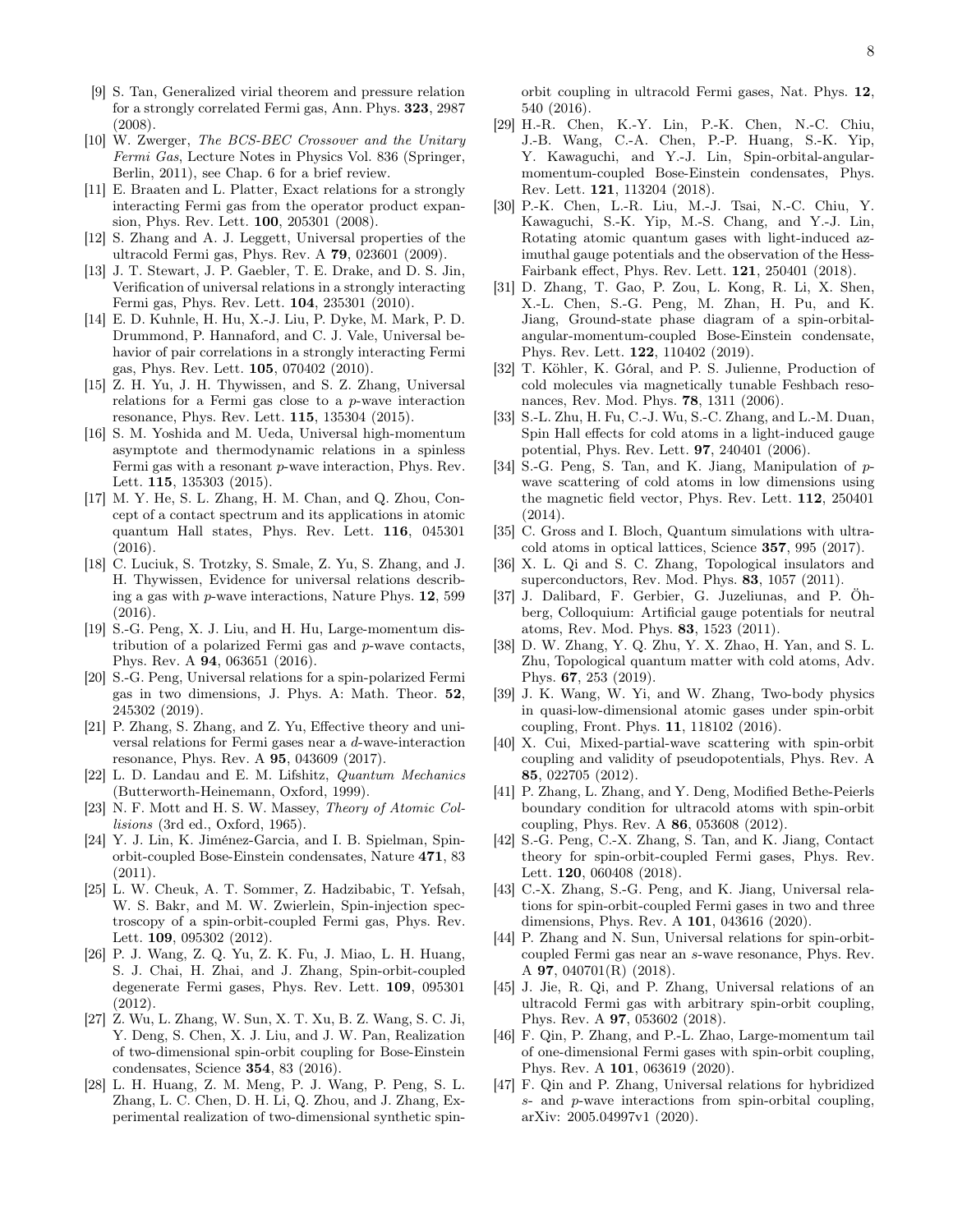[9] S. Tan, Generalized virial theorem and pressure relation for a strongly correlated Fermi gas, Ann. Phys. **323**, 2987 (2008).

[10] W. Zwerger, *The BCS-BEC Crossover and the Unitary Fermi Gas*, Lecture Notes in Physics Vol. 836 (Springer, Berlin, 2011), see Chap. 6 for a brief review.

[11] E. Braaten and L. Platter, Exact relations for a strongly interacting Fermi gas from the operator product expansion, Phys. Rev. Lett. **100**, 205301 (2008).

[12] S. Zhang and A. J. Leggett, Universal properties of the ultracold Fermi gas, Phys. Rev. A **79**, 023601 (2009).

[13] J. T. Stewart, J. P. Gaebler, T. E. Drake, and D. S. Jin, Verification of universal relations in a strongly interacting Fermi gas, Phys. Rev. Lett. **104**, 235301 (2010).

[14] E. D. Kuhnle, H. Hu, X.-J. Liu, P. Dyke, M. Mark, P. D. Drummond, P. Hannaford, and C. J. Vale, Universal behavior of pair correlations in a strongly interacting Fermi gas, Phys. Rev. Lett. **105**, 070402 (2010).

[15] Z. H. Yu, J. H. Thywissen, and S. Z. Zhang, Universal relations for a Fermi gas close to a $p$-wave interaction resonance, Phys. Rev. Lett. **115**, 135304 (2015).

[16] S. M. Yoshida and M. Ueda, Universal high-momentum asymptote and thermodynamic relations in a spinless Fermi gas with a resonant $p$-wave interaction, Phys. Rev. Lett. **115**, 135303 (2015).

[17] M. Y. He, S. L. Zhang, H. M. Chan, and Q. Zhou, Concept of a contact spectrum and its applications in atomic quantum Hall states, Phys. Rev. Lett. **116**, 045301 (2016).

[18] C. Luciuk, S. Trotzky, S. Smale, Z. Yu, S. Zhang, and J. H. Thywissen, Evidence for universal relations describing a gas with $p$-wave interactions, Nature Phys. **12**, 599 (2016).

[19] S.-G. Peng, X. J. Liu, and H. Hu, Large-momentum distribution of a polarized Fermi gas and $p$-wave contacts, Phys. Rev. A **94**, 063651 (2016).

[20] S.-G. Peng, Universal relations for a spin-polarized Fermi gas in two dimensions, J. Phys. A: Math. Theor. **52**, 245302 (2019).

[21] P. Zhang, S. Zhang, and Z. Yu, Effective theory and universal relations for Fermi gases near a $d$-wave-interaction resonance, Phys. Rev. A **95**, 043609 (2017).

[22] L. D. Landau and E. M. Lifshitz, *Quantum Mechanics* (Butterworth-Heinemann, Oxford, 1999).

[23] N. F. Mott and H. S. W. Massey, *Theory of Atomic Collisions* (3rd ed., Oxford, 1965).

[24] Y. J. Lin, K. Jiménez-Garcia, and I. B. Spielman, Spin-orbit-coupled Bose-Einstein condensates, Nature **471**, 83 (2011).

[25] L. W. Cheuk, A. T. Sommer, Z. Hadzibabic, T. Yefsah, W. S. Bakr, and M. W. Zwierlein, Spin-injection spectroscopy of a spin-orbit-coupled Fermi gas, Phys. Rev. Lett. **109**, 095302 (2012).

[26] P. J. Wang, Z. Q. Yu, Z. K. Fu, J. Miao, L. H. Huang, S. J. Chai, H. Zhai, and J. Zhang, Spin-orbit-coupled degenerate Fermi gases, Phys. Rev. Lett. **109**, 095301 (2012).

[27] Z. Wu, L. Zhang, W. Sun, X. T. Xu, B. Z. Wang, S. C. Ji, Y. Deng, S. Chen, X. J. Liu, and J. W. Pan, Realization of two-dimensional spin-orbit coupling for Bose-Einstein condensates, Science **354**, 83 (2016).

[28] L. H. Huang, Z. M. Meng, P. J. Wang, P. Peng, S. L. Zhang, L. C. Chen, D. H. Li, Q. Zhou, and J. Zhang, Experimental realization of two-dimensional synthetic spin-orbit coupling in ultracold Fermi gases, Nat. Phys. **12**, 540 (2016).

[29] H.-R. Chen, K.-Y. Lin, P.-K. Chen, N.-C. Chiu, J.-B. Wang, C.-A. Chen, P.-P. Huang, S.-K. Yip, Y. Kawaguchi, and Y.-J. Lin, Spin-orbital-angular-momentum-coupled Bose-Einstein condensates, Phys. Rev. Lett. **121**, 113204 (2018).

[30] P.-K. Chen, L.-R. Liu, M.-J. Tsai, N.-C. Chiu, Y. Kawaguchi, S.-K. Yip, M.-S. Chang, and Y.-J. Lin, Rotating atomic quantum gases with light-induced azimuthal gauge potentials and the observation of the Hess-Fairbank effect, Phys. Rev. Lett. **121**, 250401 (2018).

[31] D. Zhang, T. Gao, P. Zou, L. Kong, R. Li, X. Shen, X.-L. Chen, S.-G. Peng, M. Zhan, H. Pu, and K. Jiang, Ground-state phase diagram of a spin-orbital-angular-momentum-coupled Bose-Einstein condensate, Phys. Rev. Lett. **122**, 110402 (2019).

[32] T. Köhler, K. Góral, and P. S. Julienne, Production of cold molecules via magnetically tunable Feshbach resonances, Rev. Mod. Phys. **78**, 1311 (2006).

[33] S.-L. Zhu, H. Fu, C.-J. Wu, S.-C. Zhang, and L.-M. Duan, Spin Hall effects for cold atoms in a light-induced gauge potential, Phys. Rev. Lett. **97**, 240401 (2006).

[34] S.-G. Peng, S. Tan, and K. Jiang, Manipulation of $p$-wave scattering of cold atoms in low dimensions using the magnetic field vector, Phys. Rev. Lett. **112**, 250401 (2014).

[35] C. Gross and I. Bloch, Quantum simulations with ultracold atoms in optical lattices, Science **357**, 995 (2017).

[36] X. L. Qi and S. C. Zhang, Topological insulators and superconductors, Rev. Mod. Phys. **83**, 1057 (2011).

[37] J. Dalibard, F. Gerbier, G. Juzeliunas, and P. Öhberg, Colloquium: Artificial gauge potentials for neutral atoms, Rev. Mod. Phys. **83**, 1523 (2011).

[38] D. W. Zhang, Y. Q. Zhu, Y. X. Zhao, H. Yan, and S. L. Zhu, Topological quantum matter with cold atoms, Adv. Phys. **67**, 253 (2019).

[39] J. K. Wang, W. Yi, and W. Zhang, Two-body physics in quasi-low-dimensional atomic gases under spin-orbit coupling, Front. Phys. **11**, 118102 (2016).

[40] X. Cui, Mixed-partial-wave scattering with spin-orbit coupling and validity of pseudopotentials, Phys. Rev. A **85**, 022705 (2012).

[41] P. Zhang, L. Zhang, and Y. Deng, Modified Bethe-Peierls boundary condition for ultracold atoms with spin-orbit coupling, Phys. Rev. A **86**, 053608 (2012).

[42] S.-G. Peng, C.-X. Zhang, S. Tan, and K. Jiang, Contact theory for spin-orbit-coupled Fermi gases, Phys. Rev. Lett. **120**, 060408 (2018).

[43] C.-X. Zhang, S.-G. Peng, and K. Jiang, Universal relations for spin-orbit-coupled Fermi gases in two and three dimensions, Phys. Rev. A **101**, 043616 (2020).

[44] P. Zhang and N. Sun, Universal relations for spin-orbit-coupled Fermi gas near an $s$-wave resonance, Phys. Rev. A **97**, 040701(R) (2018).

[45] J. Jie, R. Qi, and P. Zhang, Universal relations of an ultracold Fermi gas with arbitrary spin-orbit coupling, Phys. Rev. A **97**, 053602 (2018).

[46] F. Qin, P. Zhang, and P.-L. Zhao, Large-momentum tail of one-dimensional Fermi gases with spin-orbit coupling, Phys. Rev. A **101**, 063619 (2020).

[47] F. Qin and P. Zhang, Universal relations for hybridized $s$- and $p$-wave interactions from spin-orbital coupling, arXiv: 2005.04997v1 (2020).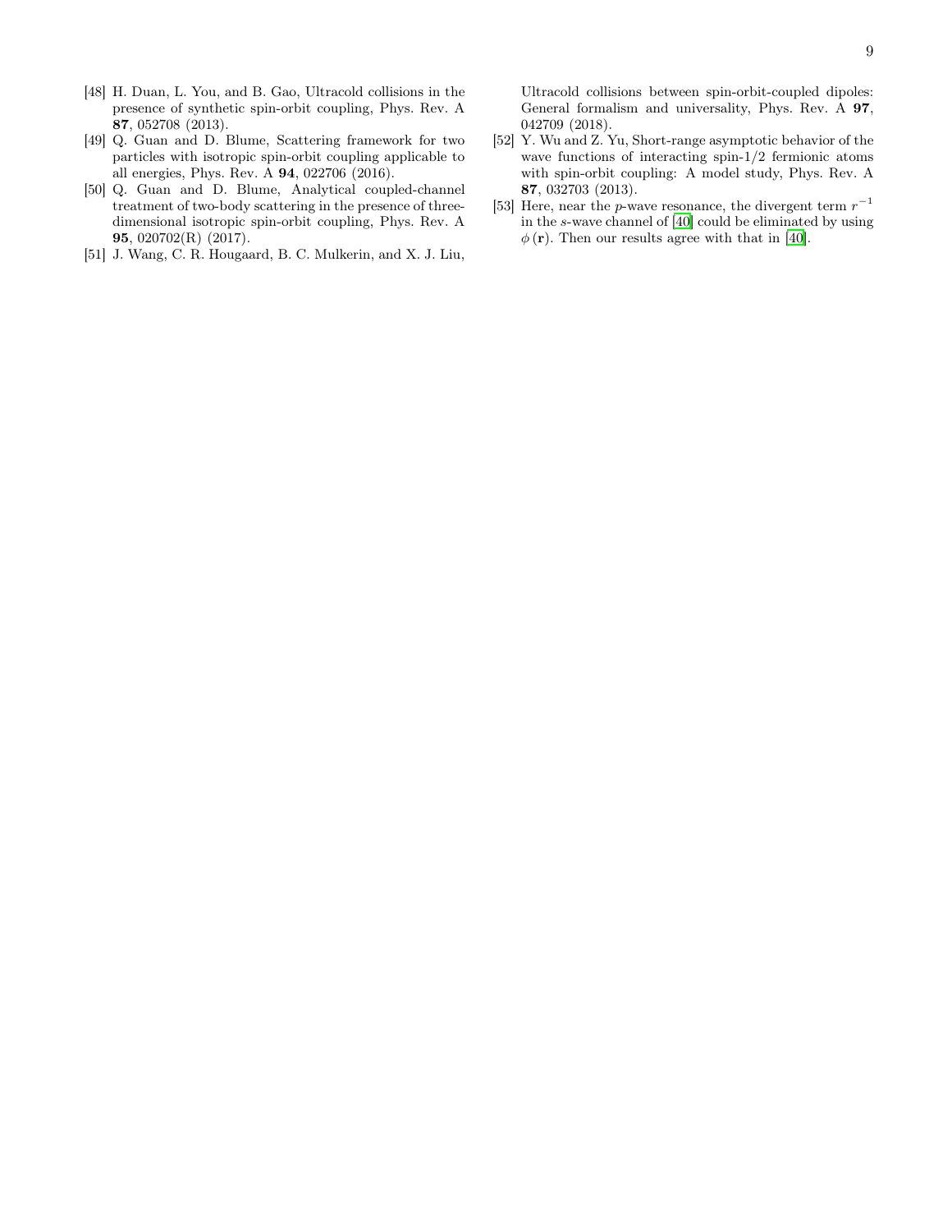[48] H. Duan, L. You, and B. Gao, Ultracold collisions in the presence of synthetic spin-orbit coupling, Phys. Rev. A **87**, 052708 (2013).

[49] Q. Guan and D. Blume, Scattering framework for two particles with isotropic spin-orbit coupling applicable to all energies, Phys. Rev. A **94**, 022706 (2016).

[50] Q. Guan and D. Blume, Analytical coupled-channel treatment of two-body scattering in the presence of three-dimensional isotropic spin-orbit coupling, Phys. Rev. A **95**, 020702(R) (2017).

[51] J. Wang, C. R. Hougaard, B. C. Mulkerin, and X. J. Liu, Ultracold collisions between spin-orbit-coupled dipoles: General formalism and universality, Phys. Rev. A **97**, 042709 (2018).

[52] Y. Wu and Z. Yu, Short-range asymptotic behavior of the wave functions of interacting spin-1/2 fermionic atoms with spin-orbit coupling: A model study, Phys. Rev. A **87**, 032703 (2013).

[53] Here, near the $p$-wave resonance, the divergent term $r^{-1}$ in the $s$-wave channel of [40] could be eliminated by using $\phi(\mathbf{r})$. Then our results agree with that in [40].